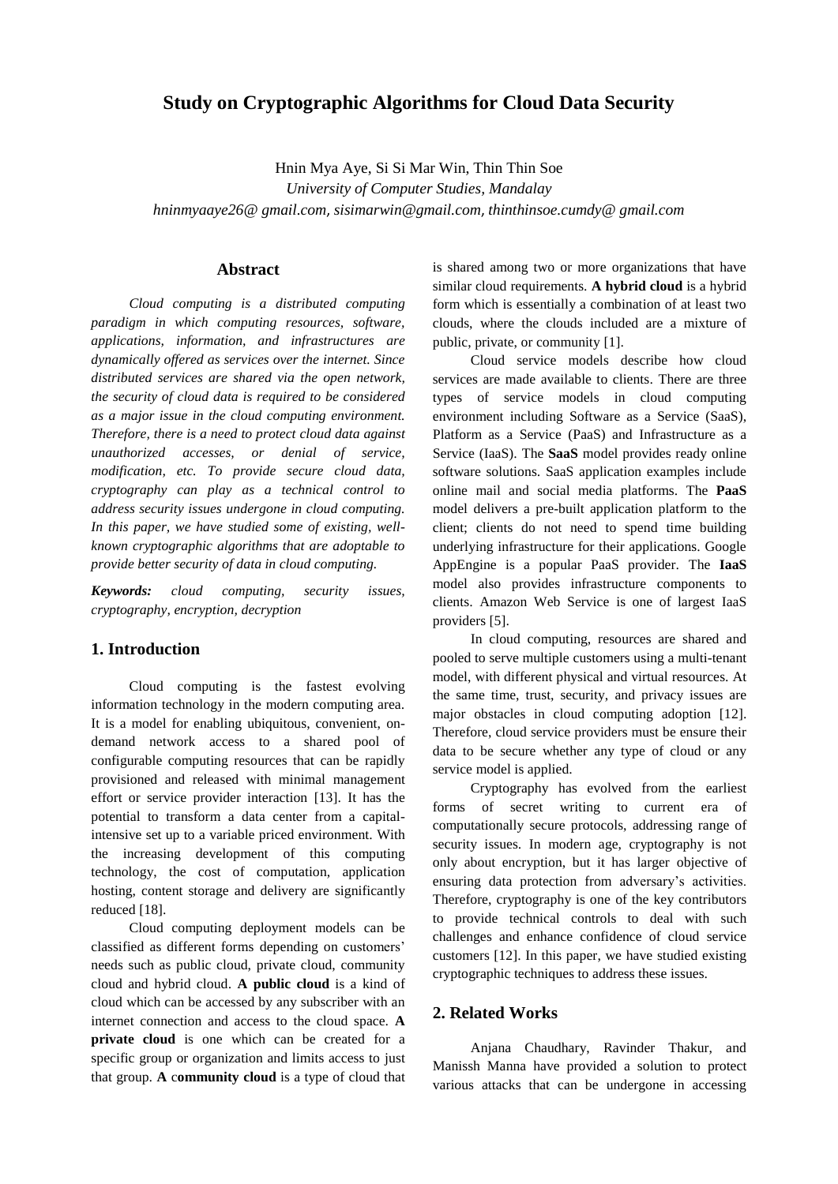# Study on Cryptographic Algorithms for Cloud Data Security

Hnin Mya Aye, Si Si Mar Win, Thin Thin Soe

*University of Computer Studies, Mandalay*

*hninmyaaye26@ gmail.com, sisimarwin@gmail.com, thinthinsoe.cumdy@ gmail.com*

## Abstract

*Cloud computing is a distributed computing paradigm in which computing resources, software, applications, information, and infrastructures are dynamically offered as services over the internet. Since distributed services are shared via the open network, the security of cloud data is required to be considered as a major issue in the cloud computing environment. Therefore, there is a need to protect cloud data against unauthorized accesses, or denial of service, modification, etc. To provide secure cloud data, cryptography can play as a technical control to address security issues undergone in cloud computing. In this paper, we have studied some of existing, well-known cryptographic algorithms that are adoptable to provide better security of data in cloud computing.*

***Keywords:*** *cloud computing, security issues, cryptography, encryption, decryption*

## 1. Introduction

Cloud computing is the fastest evolving information technology in the modern computing area. It is a model for enabling ubiquitous, convenient, on-demand network access to a shared pool of configurable computing resources that can be rapidly provisioned and released with minimal management effort or service provider interaction [13]. It has the potential to transform a data center from a capital-intensive set up to a variable priced environment. With the increasing development of this computing technology, the cost of computation, application hosting, content storage and delivery are significantly reduced [18].

Cloud computing deployment models can be classified as different forms depending on customers' needs such as public cloud, private cloud, community cloud and hybrid cloud. **A public cloud** is a kind of cloud which can be accessed by any subscriber with an internet connection and access to the cloud space. **A private cloud** is one which can be created for a specific group or organization and limits access to just that group. **A community cloud** is a type of cloud that is shared among two or more organizations that have similar cloud requirements. **A hybrid cloud** is a hybrid form which is essentially a combination of at least two clouds, where the clouds included are a mixture of public, private, or community [1].

Cloud service models describe how cloud services are made available to clients. There are three types of service models in cloud computing environment including Software as a Service (SaaS), Platform as a Service (PaaS) and Infrastructure as a Service (IaaS). The **SaaS** model provides ready online software solutions. SaaS application examples include online mail and social media platforms. The **PaaS** model delivers a pre-built application platform to the client; clients do not need to spend time building underlying infrastructure for their applications. Google AppEngine is a popular PaaS provider. The **IaaS** model also provides infrastructure components to clients. Amazon Web Service is one of largest IaaS providers [5].

In cloud computing, resources are shared and pooled to serve multiple customers using a multi-tenant model, with different physical and virtual resources. At the same time, trust, security, and privacy issues are major obstacles in cloud computing adoption [12]. Therefore, cloud service providers must be ensure their data to be secure whether any type of cloud or any service model is applied.

Cryptography has evolved from the earliest forms of secret writing to current era of computationally secure protocols, addressing range of security issues. In modern age, cryptography is not only about encryption, but it has larger objective of ensuring data protection from adversary's activities. Therefore, cryptography is one of the key contributors to provide technical controls to deal with such challenges and enhance confidence of cloud service customers [12]. In this paper, we have studied existing cryptographic techniques to address these issues.

## 2. Related Works

Anjana Chaudhary, Ravinder Thakur, and Manissh Manna have provided a solution to protect various attacks that can be undergone in accessing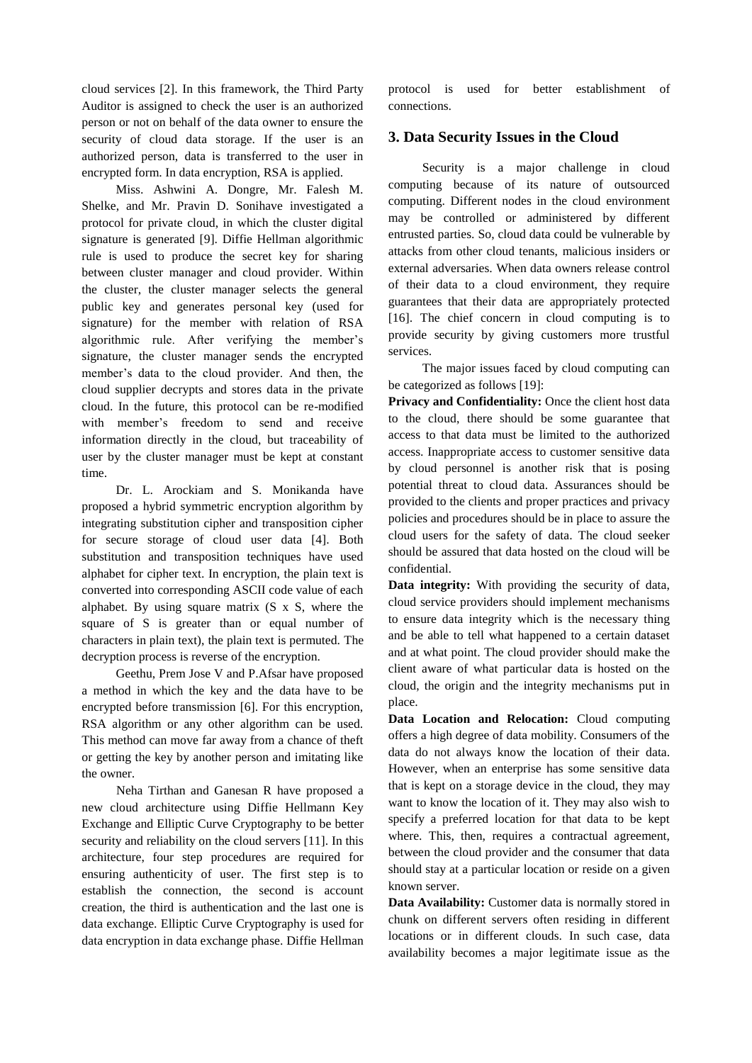cloud services [2]. In this framework, the Third Party Auditor is assigned to check the user is an authorized person or not on behalf of the data owner to ensure the security of cloud data storage. If the user is an authorized person, data is transferred to the user in encrypted form. In data encryption, RSA is applied.

Miss. Ashwini A. Dongre, Mr. Falesh M. Shelke, and Mr. Pravin D. Sonihave investigated a protocol for private cloud, in which the cluster digital signature is generated [9]. Diffie Hellman algorithmic rule is used to produce the secret key for sharing between cluster manager and cloud provider. Within the cluster, the cluster manager selects the general public key and generates personal key (used for signature) for the member with relation of RSA algorithmic rule. After verifying the member's signature, the cluster manager sends the encrypted member's data to the cloud provider. And then, the cloud supplier decrypts and stores data in the private cloud. In the future, this protocol can be re-modified with member's freedom to send and receive information directly in the cloud, but traceability of user by the cluster manager must be kept at constant time.

Dr. L. Arockiam and S. Monikanda have proposed a hybrid symmetric encryption algorithm by integrating substitution cipher and transposition cipher for secure storage of cloud user data [4]. Both substitution and transposition techniques have used alphabet for cipher text. In encryption, the plain text is converted into corresponding ASCII code value of each alphabet. By using square matrix (S x S, where the square of S is greater than or equal number of characters in plain text), the plain text is permuted. The decryption process is reverse of the encryption.

Geethu, Prem Jose V and P.Afsar have proposed a method in which the key and the data have to be encrypted before transmission [6]. For this encryption, RSA algorithm or any other algorithm can be used. This method can move far away from a chance of theft or getting the key by another person and imitating like the owner.

Neha Tirthan and Ganesan R have proposed a new cloud architecture using Diffie Hellmann Key Exchange and Elliptic Curve Cryptography to be better security and reliability on the cloud servers [11]. In this architecture, four step procedures are required for ensuring authenticity of user. The first step is to establish the connection, the second is account creation, the third is authentication and the last one is data exchange. Elliptic Curve Cryptography is used for data encryption in data exchange phase. Diffie Hellman protocol is used for better establishment of connections.

## 3. Data Security Issues in the Cloud

Security is a major challenge in cloud computing because of its nature of outsourced computing. Different nodes in the cloud environment may be controlled or administered by different entrusted parties. So, cloud data could be vulnerable by attacks from other cloud tenants, malicious insiders or external adversaries. When data owners release control of their data to a cloud environment, they require guarantees that their data are appropriately protected [16]. The chief concern in cloud computing is to provide security by giving customers more trustful services.

The major issues faced by cloud computing can be categorized as follows [19]:

**Privacy and Confidentiality:** Once the client host data to the cloud, there should be some guarantee that access to that data must be limited to the authorized access. Inappropriate access to customer sensitive data by cloud personnel is another risk that is posing potential threat to cloud data. Assurances should be provided to the clients and proper practices and privacy policies and procedures should be in place to assure the cloud users for the safety of data. The cloud seeker should be assured that data hosted on the cloud will be confidential.

**Data integrity:** With providing the security of data, cloud service providers should implement mechanisms to ensure data integrity which is the necessary thing and be able to tell what happened to a certain dataset and at what point. The cloud provider should make the client aware of what particular data is hosted on the cloud, the origin and the integrity mechanisms put in place.

**Data Location and Relocation:** Cloud computing offers a high degree of data mobility. Consumers of the data do not always know the location of their data. However, when an enterprise has some sensitive data that is kept on a storage device in the cloud, they may want to know the location of it. They may also wish to specify a preferred location for that data to be kept where. This, then, requires a contractual agreement, between the cloud provider and the consumer that data should stay at a particular location or reside on a given known server.

**Data Availability:** Customer data is normally stored in chunk on different servers often residing in different locations or in different clouds. In such case, data availability becomes a major legitimate issue as the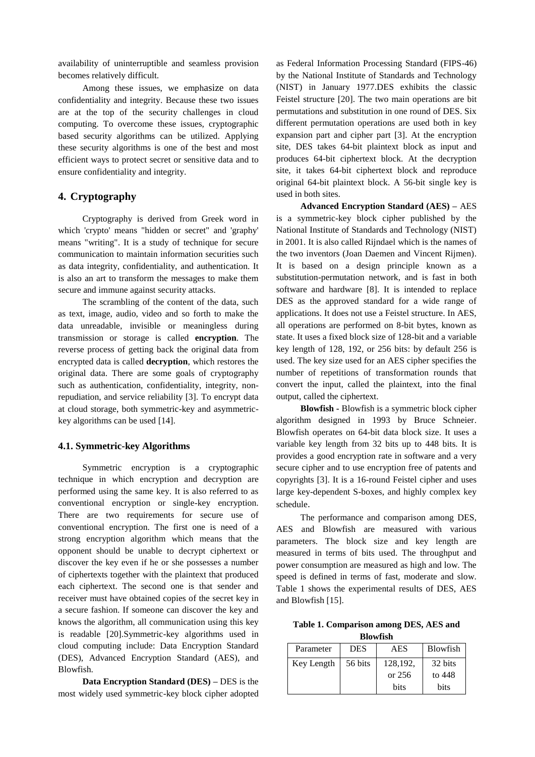availability of uninterruptible and seamless provision becomes relatively difficult.

Among these issues, we emphasize on data confidentiality and integrity. Because these two issues are at the top of the security challenges in cloud computing. To overcome these issues, cryptographic based security algorithms can be utilized. Applying these security algorithms is one of the best and most efficient ways to protect secret or sensitive data and to ensure confidentiality and integrity.

## 4. Cryptography

Cryptography is derived from Greek word in which 'crypto' means "hidden or secret" and 'graphy' means "writing". It is a study of technique for secure communication to maintain information securities such as data integrity, confidentiality, and authentication. It is also an art to transform the messages to make them secure and immune against security attacks.

The scrambling of the content of the data, such as text, image, audio, video and so forth to make the data unreadable, invisible or meaningless during transmission or storage is called **encryption**. The reverse process of getting back the original data from encrypted data is called **decryption**, which restores the original data. There are some goals of cryptography such as authentication, confidentiality, integrity, non-repudiation, and service reliability [3]. To encrypt data at cloud storage, both symmetric-key and asymmetric-key algorithms can be used [14].

### 4.1. Symmetric-key Algorithms

Symmetric encryption is a cryptographic technique in which encryption and decryption are performed using the same key. It is also referred to as conventional encryption or single-key encryption. There are two requirements for secure use of conventional encryption. The first one is need of a strong encryption algorithm which means that the opponent should be unable to decrypt ciphertext or discover the key even if he or she possesses a number of ciphertexts together with the plaintext that produced each ciphertext. The second one is that sender and receiver must have obtained copies of the secret key in a secure fashion. If someone can discover the key and knows the algorithm, all communication using this key is readable [20].Symmetric-key algorithms used in cloud computing include: Data Encryption Standard (DES), Advanced Encryption Standard (AES), and Blowfish.

**Data Encryption Standard (DES) –** DES is the most widely used symmetric-key block cipher adopted as Federal Information Processing Standard (FIPS-46) by the National Institute of Standards and Technology (NIST) in January 1977.DES exhibits the classic Feistel structure [20]. The two main operations are bit permutations and substitution in one round of DES. Six different permutation operations are used both in key expansion part and cipher part [3]. At the encryption site, DES takes 64-bit plaintext block as input and produces 64-bit ciphertext block. At the decryption site, it takes 64-bit ciphertext block and reproduce original 64-bit plaintext block. A 56-bit single key is used in both sites.

**Advanced Encryption Standard (AES) –** AES is a symmetric-key block cipher published by the National Institute of Standards and Technology (NIST) in 2001. It is also called Rijndael which is the names of the two inventors (Joan Daemen and Vincent Rijmen). It is based on a design principle known as a substitution-permutation network, and is fast in both software and hardware [8]. It is intended to replace DES as the approved standard for a wide range of applications. It does not use a Feistel structure. In AES, all operations are performed on 8-bit bytes, known as state. It uses a fixed block size of 128-bit and a variable key length of 128, 192, or 256 bits: by default 256 is used. The key size used for an AES cipher specifies the number of repetitions of transformation rounds that convert the input, called the plaintext, into the final output, called the ciphertext.

**Blowfish -** Blowfish is a symmetric block cipher algorithm designed in 1993 by Bruce Schneier. Blowfish operates on 64-bit data block size. It uses a variable key length from 32 bits up to 448 bits. It is provides a good encryption rate in software and a very secure cipher and to use encryption free of patents and copyrights [3]. It is a 16-round Feistel cipher and uses large key-dependent S-boxes, and highly complex key schedule.

The performance and comparison among DES, AES and Blowfish are measured with various parameters. The block size and key length are measured in terms of bits used. The throughput and power consumption are measured as high and low. The speed is defined in terms of fast, moderate and slow. Table 1 shows the experimental results of DES, AES and Blowfish [15].

**Table 1. Comparison among DES, AES and Blowfish**

| Parameter | DES | AES | Blowfish |
|---|---|---|---|
| Key Length | 56 bits | 128,192, or 256 bits | 32 bits to 448 bits |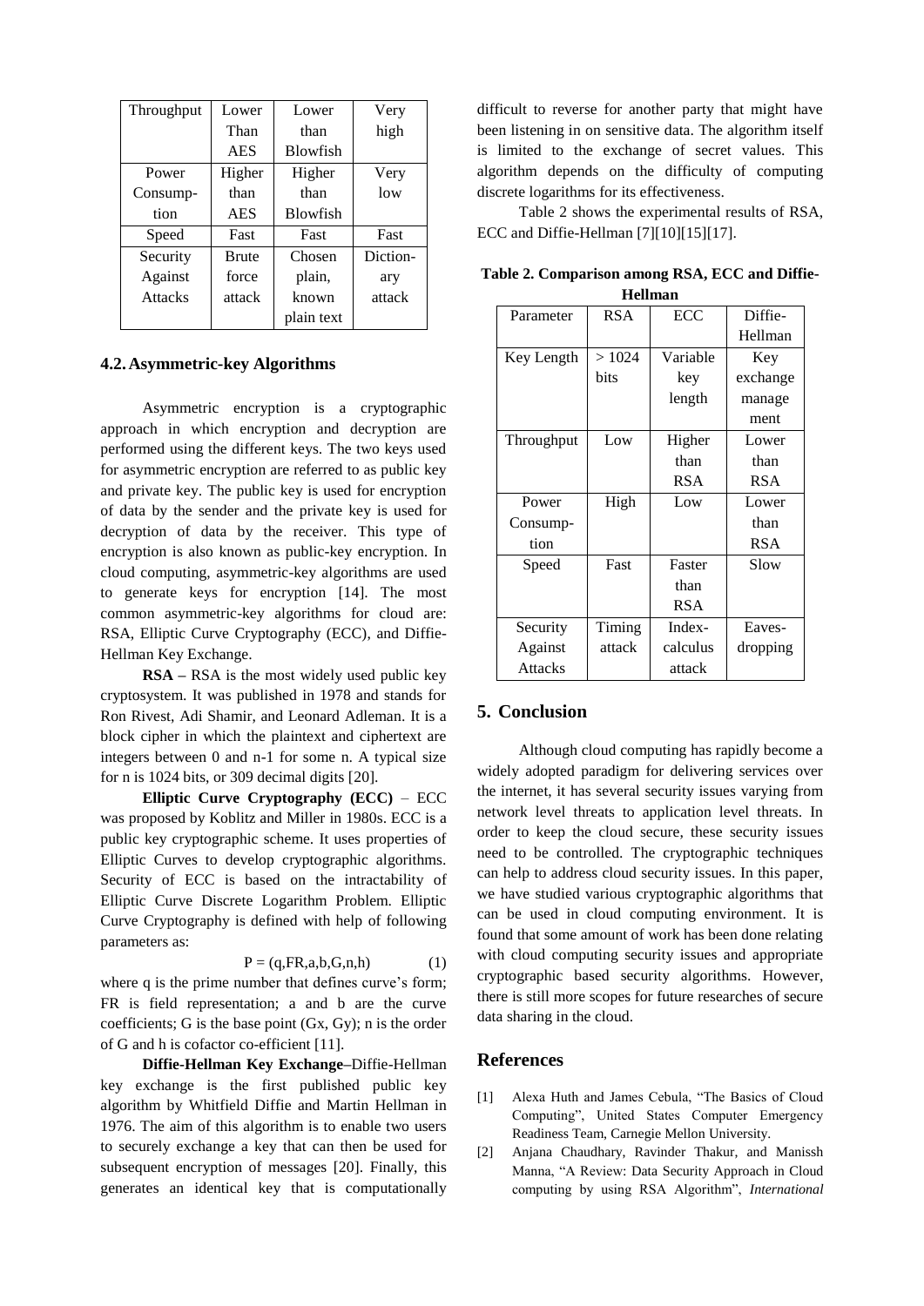| Throughput | Lower Than AES | Lower than Blowfish | Very high |
|---|---|---|---|
| Power Consumption | Higher than AES | Higher than Blowfish | Very low |
| Speed | Fast | Fast | Fast |
| Security Against Attacks | Brute force attack | Chosen plain, known plain text | Dictionary attack |

## 4.2. Asymmetric-key Algorithms

Asymmetric encryption is a cryptographic approach in which encryption and decryption are performed using the different keys. The two keys used for asymmetric encryption are referred to as public key and private key. The public key is used for encryption of data by the sender and the private key is used for decryption of data by the receiver. This type of encryption is also known as public-key encryption. In cloud computing, asymmetric-key algorithms are used to generate keys for encryption [14]. The most common asymmetric-key algorithms for cloud are: RSA, Elliptic Curve Cryptography (ECC), and Diffie-Hellman Key Exchange.

**RSA –** RSA is the most widely used public key cryptosystem. It was published in 1978 and stands for Ron Rivest, Adi Shamir, and Leonard Adleman. It is a block cipher in which the plaintext and ciphertext are integers between 0 and n-1 for some n. A typical size for n is 1024 bits, or 309 decimal digits [20].

**Elliptic Curve Cryptography (ECC)** – ECC was proposed by Koblitz and Miller in 1980s. ECC is a public key cryptographic scheme. It uses properties of Elliptic Curves to develop cryptographic algorithms. Security of ECC is based on the intractability of Elliptic Curve Discrete Logarithm Problem. Elliptic Curve Cryptography is defined with help of following parameters as:

$$P = (q, FR, a, b, G, n, h) \tag{1}$$

where q is the prime number that defines curve's form; FR is field representation; a and b are the curve coefficients; G is the base point (Gx, Gy); n is the order of G and h is cofactor co-efficient [11].

**Diffie-Hellman Key Exchange**–Diffie-Hellman key exchange is the first published public key algorithm by Whitfield Diffie and Martin Hellman in 1976. The aim of this algorithm is to enable two users to securely exchange a key that can then be used for subsequent encryption of messages [20]. Finally, this generates an identical key that is computationally difficult to reverse for another party that might have been listening in on sensitive data. The algorithm itself is limited to the exchange of secret values. This algorithm depends on the difficulty of computing discrete logarithms for its effectiveness.

Table 2 shows the experimental results of RSA, ECC and Diffie-Hellman [7][10][15][17].

**Table 2. Comparison among RSA, ECC and Diffie-Hellman**

| Parameter | RSA | ECC | Diffie-Hellman |
|---|---|---|---|
| Key Length | > 1024 bits | Variable key length | Key exchange management |
| Throughput | Low | Higher than RSA | Lower than RSA |
| Power Consumption | High | Low | Lower than RSA |
| Speed | Fast | Faster than RSA | Slow |
| Security Against Attacks | Timing attack | Index-calculus attack | Eavesdropping |

## 5. Conclusion

Although cloud computing has rapidly become a widely adopted paradigm for delivering services over the internet, it has several security issues varying from network level threats to application level threats. In order to keep the cloud secure, these security issues need to be controlled. The cryptographic techniques can help to address cloud security issues. In this paper, we have studied various cryptographic algorithms that can be used in cloud computing environment. It is found that some amount of work has been done relating with cloud computing security issues and appropriate cryptographic based security algorithms. However, there is still more scopes for future researches of secure data sharing in the cloud.

## References

[1] Alexa Huth and James Cebula, "The Basics of Cloud Computing", United States Computer Emergency Readiness Team, Carnegie Mellon University.

[2] Anjana Chaudhary, Ravinder Thakur, and Manissh Manna, "A Review: Data Security Approach in Cloud computing by using RSA Algorithm", *International*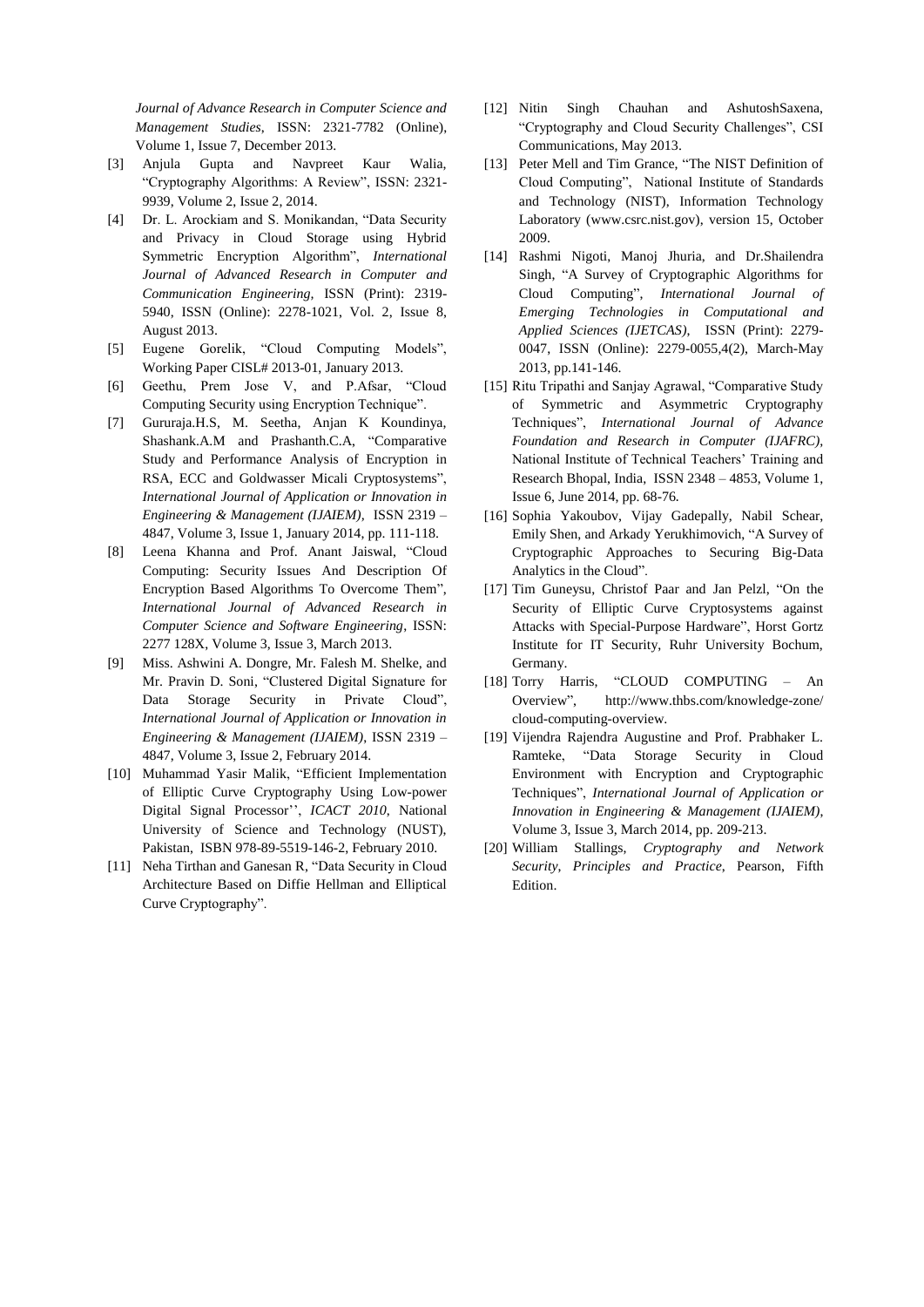*Journal of Advance Research in Computer Science and Management Studies*, ISSN: 2321-7782 (Online), Volume 1, Issue 7, December 2013.

[3] Anjula Gupta and Navpreet Kaur Walia, "Cryptography Algorithms: A Review", ISSN: 2321-9939, Volume 2, Issue 2, 2014.

[4] Dr. L. Arockiam and S. Monikandan, "Data Security and Privacy in Cloud Storage using Hybrid Symmetric Encryption Algorithm", *International Journal of Advanced Research in Computer and Communication Engineering,* ISSN (Print): 2319-5940, ISSN (Online): 2278-1021, Vol. 2, Issue 8, August 2013.

[5] Eugene Gorelik, "Cloud Computing Models", Working Paper CISL# 2013-01, January 2013.

[6] Geethu, Prem Jose V, and P.Afsar, "Cloud Computing Security using Encryption Technique".

[7] Gururaja.H.S, M. Seetha, Anjan K Koundinya, Shashank.A.M and Prashanth.C.A, "Comparative Study and Performance Analysis of Encryption in RSA, ECC and Goldwasser Micali Cryptosystems", *International Journal of Application or Innovation in Engineering & Management (IJAIEM),* ISSN 2319 – 4847, Volume 3, Issue 1, January 2014, pp. 111-118.

[8] Leena Khanna and Prof. Anant Jaiswal, "Cloud Computing: Security Issues And Description Of Encryption Based Algorithms To Overcome Them", *International Journal of Advanced Research in Computer Science and Software Engineering*, ISSN: 2277 128X, Volume 3, Issue 3, March 2013.

[9] Miss. Ashwini A. Dongre, Mr. Falesh M. Shelke, and Mr. Pravin D. Soni, "Clustered Digital Signature for Data Storage Security in Private Cloud", *International Journal of Application or Innovation in Engineering & Management (IJAIEM)*, ISSN 2319 – 4847, Volume 3, Issue 2, February 2014.

[10] Muhammad Yasir Malik, "Efficient Implementation of Elliptic Curve Cryptography Using Low-power Digital Signal Processor'', *ICACT 2010*, National University of Science and Technology (NUST), Pakistan, ISBN 978-89-5519-146-2, February 2010.

[11] Neha Tirthan and Ganesan R, "Data Security in Cloud Architecture Based on Diffie Hellman and Elliptical Curve Cryptography".

[12] Nitin Singh Chauhan and AshutoshSaxena, "Cryptography and Cloud Security Challenges", CSI Communications, May 2013.

[13] Peter Mell and Tim Grance, "The NIST Definition of Cloud Computing", National Institute of Standards and Technology (NIST), Information Technology Laboratory (www.csrc.nist.gov), version 15, October 2009.

[14] Rashmi Nigoti, Manoj Jhuria, and Dr.Shailendra Singh, "A Survey of Cryptographic Algorithms for Cloud Computing", *International Journal of Emerging Technologies in Computational and Applied Sciences (IJETCAS),* ISSN (Print): 2279-0047, ISSN (Online): 2279-0055,4(2), March-May 2013, pp.141-146.

[15] Ritu Tripathi and Sanjay Agrawal, "Comparative Study of Symmetric and Asymmetric Cryptography Techniques", *International Journal of Advance Foundation and Research in Computer (IJAFRC),* National Institute of Technical Teachers' Training and Research Bhopal, India, ISSN 2348 – 4853, Volume 1, Issue 6, June 2014, pp. 68-76.

[16] Sophia Yakoubov, Vijay Gadepally, Nabil Schear, Emily Shen, and Arkady Yerukhimovich, "A Survey of Cryptographic Approaches to Securing Big-Data Analytics in the Cloud".

[17] Tim Guneysu, Christof Paar and Jan Pelzl, "On the Security of Elliptic Curve Cryptosystems against Attacks with Special-Purpose Hardware", Horst Gortz Institute for IT Security, Ruhr University Bochum, Germany.

[18] Torry Harris, "CLOUD COMPUTING – An Overview", http://www.thbs.com/knowledge-zone/cloud-computing-overview.

[19] Vijendra Rajendra Augustine and Prof. Prabhaker L. Ramteke, "Data Storage Security in Cloud Environment with Encryption and Cryptographic Techniques", *International Journal of Application or Innovation in Engineering & Management (IJAIEM)*, Volume 3, Issue 3, March 2014, pp. 209-213.

[20] William Stallings, *Cryptography and Network Security, Principles and Practice*, Pearson, Fifth Edition.